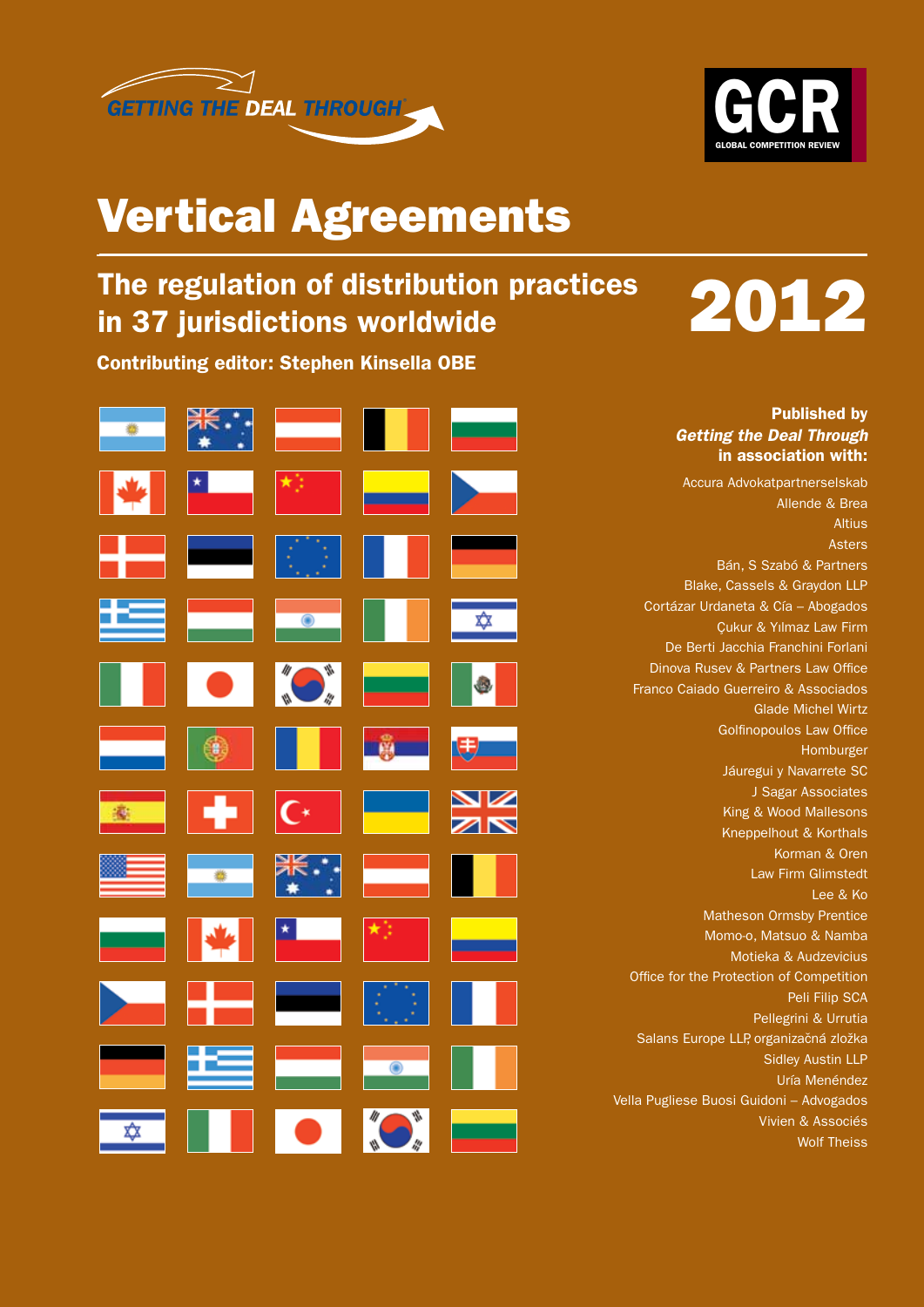GETTING THE DEAL THROUGH

GCR
GLOBAL COMPETITION REVIEW

# Vertical Agreements

## The regulation of distribution practices in 37 jurisdictions worldwide

# 2012

**Contributing editor: Stephen Kinsella OBE**

**Published by**
***Getting the Deal Through***
**in association with:**

Accura Advokatpartnerselskab
Allende & Brea
Altius
Asters
Bán, S Szabó & Partners
Blake, Cassels & Graydon LLP
Cortázar Urdaneta & Cía – Abogados
Çukur & Yılmaz Law Firm
De Berti Jacchia Franchini Forlani
Dinova Rusev & Partners Law Office
Franco Caiado Guerreiro & Associados
Glade Michel Wirtz
Golfinopoulos Law Office
Homburger
Jáuregui y Navarrete SC
J Sagar Associates
King & Wood Mallesons
Kneppelhout & Korthals
Korman & Oren
Law Firm Glimstedt
Lee & Ko
Matheson Ormsby Prentice
Momo-o, Matsuo & Namba
Motieka & Audzevicius
Office for the Protection of Competition
Peli Filip SCA
Pellegrini & Urrutia
Salans Europe LLP, organizačná zložka
Sidley Austin LLP
Uría Menéndez
Vella Pugliese Buosi Guidoni – Advogados
Vivien & Associés
Wolf Theiss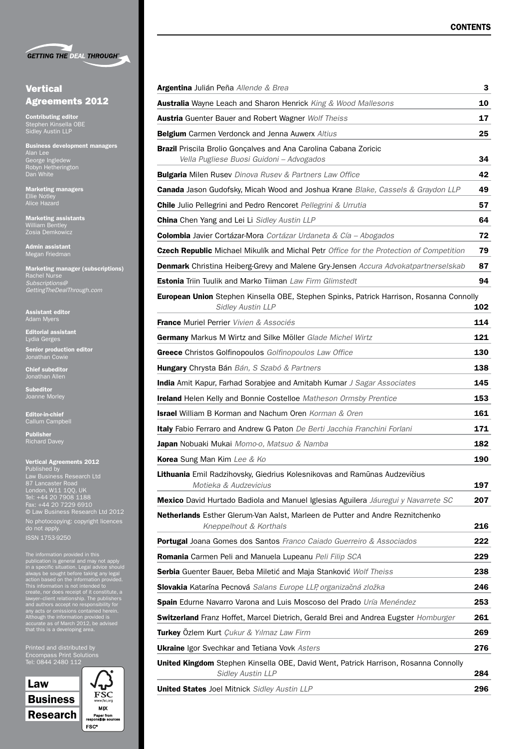GETTING THE DEAL THROUGH

# Vertical Agreements 2012

**Contributing editor**
Stephen Kinsella OBE
Sidley Austin LLP

**Business development managers**
Alan Lee
George Ingledew
Robyn Hetherington
Dan White

**Marketing managers**
Ellie Notley
Alice Hazard

**Marketing assistants**
William Bentley
Zosia Demkowicz

**Admin assistant**
Megan Friedman

**Marketing manager (subscriptions)**
Rachel Nurse
*Subscriptions@GettingTheDealThrough.com*

**Assistant editor**
Adam Myers

**Editorial assistant**
Lydia Gerges

**Senior production editor**
Jonathan Cowie

**Chief subeditor**
Jonathan Allen

**Subeditor**
Joanne Morley

**Editor-in-chief**
Callum Campbell

**Publisher**
Richard Davey

**Vertical Agreements 2012**
Published by
Law Business Research Ltd
87 Lancaster Road
London, W11 1QQ, UK
Tel: +44 20 7908 1188
Fax: +44 20 7229 6910
© Law Business Research Ltd 2012
No photocopying: copyright licences do not apply.
ISSN 1753-9250

The information provided in this publication is general and may not apply in a specific situation. Legal advice should always be sought before taking any legal action based on the information provided. This information is not intended to create, nor does receipt of it constitute, a lawyer–client relationship. The publishers and authors accept no responsibility for any acts or omissions contained herein. Although the information provided is accurate as of March 2012, be advised that this is a developing area.

Printed and distributed by
Encompass Print Solutions
Tel: 0844 2480 112

Law Business Research

## CONTENTS

| | |
|---|---|
| **Argentina** Julián Peña *Allende & Brea* | 3 |
| **Australia** Wayne Leach and Sharon Henrick *King & Wood Mallesons* | 10 |
| **Austria** Guenter Bauer and Robert Wagner *Wolf Theiss* | 17 |
| **Belgium** Carmen Verdonck and Jenna Auwerx *Altius* | 25 |
| **Brazil** Priscila Brolio Gonçalves and Ana Carolina Cabana Zoricic *Vella Pugliese Buosi Guidoni – Advogados* | 34 |
| **Bulgaria** Milen Rusev *Dinova Rusev & Partners Law Office* | 42 |
| **Canada** Jason Gudofsky, Micah Wood and Joshua Krane *Blake, Cassels & Graydon LLP* | 49 |
| **Chile** Julio Pellegrini and Pedro Rencoret *Pellegrini & Urrutia* | 57 |
| **China** Chen Yang and Lei Li *Sidley Austin LLP* | 64 |
| **Colombia** Javier Cortázar-Mora *Cortázar Urdaneta & Cía – Abogados* | 72 |
| **Czech Republic** Michael Mikulík and Michal Petr *Office for the Protection of Competition* | 79 |
| **Denmark** Christina Heiberg-Grevy and Malene Gry-Jensen *Accura Advokatpartnerselskab* | 87 |
| **Estonia** Triin Tuulik and Marko Tiiman *Law Firm Glimstedt* | 94 |
| **European Union** Stephen Kinsella OBE, Stephen Spinks, Patrick Harrison, Rosanna Connolly *Sidley Austin LLP* | 102 |
| **France** Muriel Perrier *Vivien & Associés* | 114 |
| **Germany** Markus M Wirtz and Silke Möller *Glade Michel Wirtz* | 121 |
| **Greece** Christos Golfinopoulos *Golfinopoulos Law Office* | 130 |
| **Hungary** Chrysta Bán *Bán, S Szabó & Partners* | 138 |
| **India** Amit Kapur, Farhad Sorabjee and Amitabh Kumar *J Sagar Associates* | 145 |
| **Ireland** Helen Kelly and Bonnie Costelloe *Matheson Ormsby Prentice* | 153 |
| **Israel** William B Korman and Nachum Oren *Korman & Oren* | 161 |
| **Italy** Fabio Ferraro and Andrew G Paton *De Berti Jacchia Franchini Forlani* | 171 |
| **Japan** Nobuaki Mukai *Momo-o, Matsuo & Namba* | 182 |
| **Korea** Sung Man Kim *Lee & Ko* | 190 |
| **Lithuania** Emil Radzihovsky, Giedrius Kolesnikovas and Ramūnas Audzevičius *Motieka & Audzevicius* | 197 |
| **Mexico** David Hurtado Badiola and Manuel Iglesias Aguilera *Jáuregui y Navarrete SC* | 207 |
| **Netherlands** Esther Glerum-Van Aalst, Marleen de Putter and Andre Reznitchenko *Kneppelhout & Korthals* | 216 |
| **Portugal** Joana Gomes dos Santos *Franco Caiado Guerreiro & Associados* | 222 |
| **Romania** Carmen Peli and Manuela Lupeanu *Peli Filip SCA* | 229 |
| **Serbia** Guenter Bauer, Beba Miletić and Maja Stanković *Wolf Theiss* | 238 |
| **Slovakia** Katarína Pecnová *Salans Europe LLP, organizačná zložka* | 246 |
| **Spain** Edurne Navarro Varona and Luis Moscoso del Prado *Uría Menéndez* | 253 |
| **Switzerland** Franz Hoffet, Marcel Dietrich, Gerald Brei and Andrea Eugster *Homburger* | 261 |
| **Turkey** Özlem Kurt *Çukur & Yılmaz Law Firm* | 269 |
| **Ukraine** Igor Svechkar and Tetiana Vovk *Asters* | 276 |
| **United Kingdom** Stephen Kinsella OBE, David Went, Patrick Harrison, Rosanna Connolly *Sidley Austin LLP* | 284 |
| **United States** Joel Mitnick *Sidley Austin LLP* | 296 |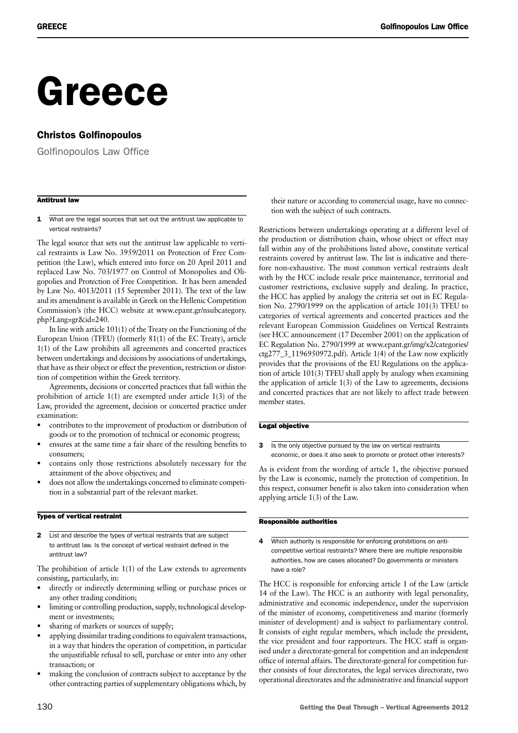# Greece

## Christos Golfinopoulos

Golfinopoulos Law Office

### Antitrust law

**1** What are the legal sources that set out the antitrust law applicable to vertical restraints?

The legal source that sets out the antitrust law applicable to vertical restraints is Law No. 3959/2011 on Protection of Free Competition (the Law), which entered into force on 20 April 2011 and replaced Law No. 703/1977 on Control of Monopolies and Oligopolies and Protection of Free Competition. It has been amended by Law No. 4013/2011 (15 September 2011). The text of the law and its amendment is available in Greek on the Hellenic Competition Commission's (the HCC) website at www.epant.gr/nsubcategory.php?Lang=gr&id=240.

In line with article 101(1) of the Treaty on the Functioning of the European Union (TFEU) (formerly 81(1) of the EC Treaty), article 1(1) of the Law prohibits all agreements and concerted practices between undertakings and decisions by associations of undertakings, that have as their object or effect the prevention, restriction or distortion of competition within the Greek territory.

Agreements, decisions or concerted practices that fall within the prohibition of article 1(1) are exempted under article 1(3) of the Law, provided the agreement, decision or concerted practice under examination:

- contributes to the improvement of production or distribution of goods or to the promotion of technical or economic progress;
- ensures at the same time a fair share of the resulting benefits to consumers;
- contains only those restrictions absolutely necessary for the attainment of the above objectives; and
- does not allow the undertakings concerned to eliminate competition in a substantial part of the relevant market.

### Types of vertical restraint

**2** List and describe the types of vertical restraints that are subject to antitrust law. Is the concept of vertical restraint defined in the antitrust law?

The prohibition of article 1(1) of the Law extends to agreements consisting, particularly, in:

- directly or indirectly determining selling or purchase prices or any other trading condition;
- limiting or controlling production, supply, technological development or investments;
- sharing of markets or sources of supply;
- applying dissimilar trading conditions to equivalent transactions, in a way that hinders the operation of competition, in particular the unjustifiable refusal to sell, purchase or enter into any other transaction; or
- making the conclusion of contracts subject to acceptance by the other contracting parties of supplementary obligations which, by their nature or according to commercial usage, have no connection with the subject of such contracts.

Restrictions between undertakings operating at a different level of the production or distribution chain, whose object or effect may fall within any of the prohibitions listed above, constitute vertical restraints covered by antitrust law. The list is indicative and therefore non-exhaustive. The most common vertical restraints dealt with by the HCC include resale price maintenance, territorial and customer restrictions, exclusive supply and dealing. In practice, the HCC has applied by analogy the criteria set out in EC Regulation No. 2790/1999 on the application of article 101(3) TFEU to categories of vertical agreements and concerted practices and the relevant European Commission Guidelines on Vertical Restraints (see HCC announcement (17 December 2001) on the application of EC Regulation No. 2790/1999 at www.epant.gr/img/x2/categories/ctg277_3_1196950972.pdf). Article 1(4) of the Law now explicitly provides that the provisions of the EU Regulations on the application of 101(3) TFEU shall apply by analogy when examining the application of article 1(3) of the Law to agreements, decisions and concerted practices that are not likely to affect trade between member states.

### Legal objective

**3** Is the only objective pursued by the law on vertical restraints economic, or does it also seek to promote or protect other interests?

As is evident from the wording of article 1, the objective pursued by the Law is economic, namely the protection of competition. In this respect, consumer benefit is also taken into consideration when applying article 1(3) of the Law.

### Responsible authorities

**4** Which authority is responsible for enforcing prohibitions on anti-competitive vertical restraints? Where there are multiple responsible authorities, how are cases allocated? Do governments or ministers have a role?

The HCC is responsible for enforcing article 1 of the Law (article 14 of the Law). The HCC is an authority with legal personality, administrative and economic independence, under the supervision of the minister of economy, competitiveness and marine (formerly minister of development) and is subject to parliamentary control. It consists of eight regular members, which include the president, the vice president and four rapporteurs. The HCC staff is organised under a directorate-general for competition and an independent office of internal affairs. The directorate-general for competition further consists of four directorates, the legal services directorate, two operational directorates and the administrative and financial support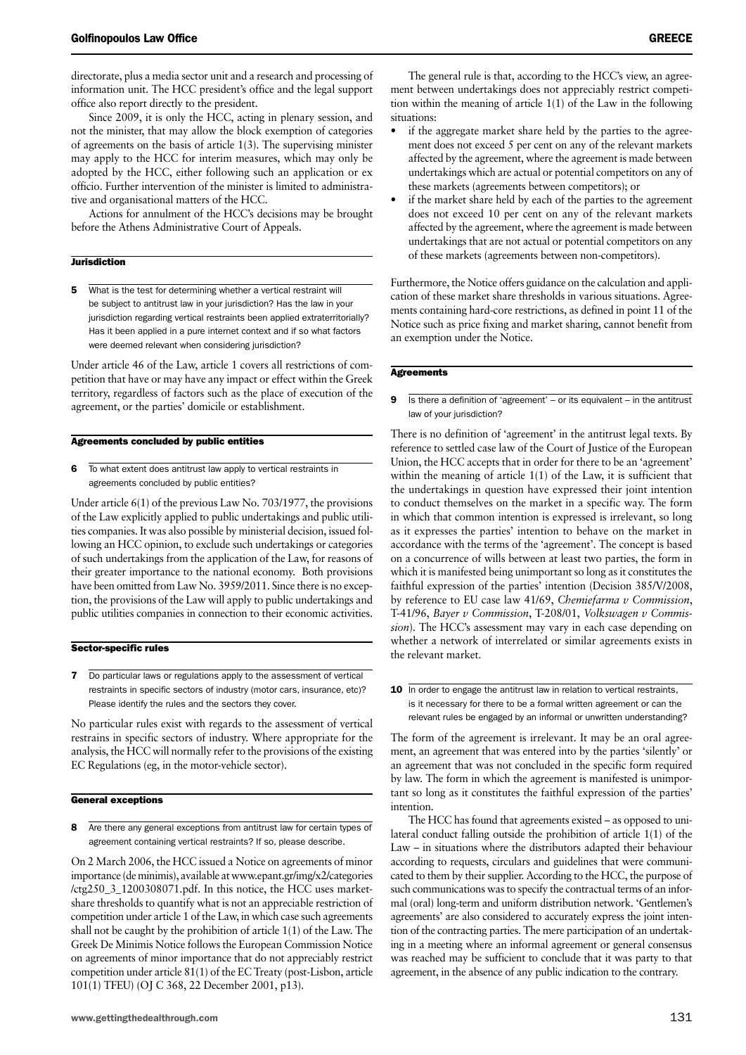directorate, plus a media sector unit and a research and processing of information unit. The HCC president's office and the legal support office also report directly to the president.

Since 2009, it is only the HCC, acting in plenary session, and not the minister, that may allow the block exemption of categories of agreements on the basis of article 1(3). The supervising minister may apply to the HCC for interim measures, which may only be adopted by the HCC, either following such an application or ex officio. Further intervention of the minister is limited to administrative and organisational matters of the HCC.

Actions for annulment of the HCC's decisions may be brought before the Athens Administrative Court of Appeals.

## Jurisdiction

**5** What is the test for determining whether a vertical restraint will be subject to antitrust law in your jurisdiction? Has the law in your jurisdiction regarding vertical restraints been applied extraterritorially? Has it been applied in a pure internet context and if so what factors were deemed relevant when considering jurisdiction?

Under article 46 of the Law, article 1 covers all restrictions of competition that have or may have any impact or effect within the Greek territory, regardless of factors such as the place of execution of the agreement, or the parties' domicile or establishment.

## Agreements concluded by public entities

**6** To what extent does antitrust law apply to vertical restraints in agreements concluded by public entities?

Under article 6(1) of the previous Law No. 703/1977, the provisions of the Law explicitly applied to public undertakings and public utilities companies. It was also possible by ministerial decision, issued following an HCC opinion, to exclude such undertakings or categories of such undertakings from the application of the Law, for reasons of their greater importance to the national economy. Both provisions have been omitted from Law No. 3959/2011. Since there is no exception, the provisions of the Law will apply to public undertakings and public utilities companies in connection to their economic activities.

## Sector-specific rules

**7** Do particular laws or regulations apply to the assessment of vertical restraints in specific sectors of industry (motor cars, insurance, etc)? Please identify the rules and the sectors they cover.

No particular rules exist with regards to the assessment of vertical restrains in specific sectors of industry. Where appropriate for the analysis, the HCC will normally refer to the provisions of the existing EC Regulations (eg, in the motor-vehicle sector).

## General exceptions

**8** Are there any general exceptions from antitrust law for certain types of agreement containing vertical restraints? If so, please describe.

On 2 March 2006, the HCC issued a Notice on agreements of minor importance (de minimis), available at www.epant.gr/img/x2/categories/ctg250_3_1200308071.pdf. In this notice, the HCC uses market-share thresholds to quantify what is not an appreciable restriction of competition under article 1 of the Law, in which case such agreements shall not be caught by the prohibition of article 1(1) of the Law. The Greek De Minimis Notice follows the European Commission Notice on agreements of minor importance that do not appreciably restrict competition under article 81(1) of the EC Treaty (post-Lisbon, article 101(1) TFEU) (OJ C 368, 22 December 2001, p13).

The general rule is that, according to the HCC's view, an agreement between undertakings does not appreciably restrict competition within the meaning of article 1(1) of the Law in the following situations:

- if the aggregate market share held by the parties to the agreement does not exceed 5 per cent on any of the relevant markets affected by the agreement, where the agreement is made between undertakings which are actual or potential competitors on any of these markets (agreements between competitors); or
- if the market share held by each of the parties to the agreement does not exceed 10 per cent on any of the relevant markets affected by the agreement, where the agreement is made between undertakings that are not actual or potential competitors on any of these markets (agreements between non-competitors).

Furthermore, the Notice offers guidance on the calculation and application of these market share thresholds in various situations. Agreements containing hard-core restrictions, as defined in point 11 of the Notice such as price fixing and market sharing, cannot benefit from an exemption under the Notice.

## Agreements

**9** Is there a definition of 'agreement' – or its equivalent – in the antitrust law of your jurisdiction?

There is no definition of 'agreement' in the antitrust legal texts. By reference to settled case law of the Court of Justice of the European Union, the HCC accepts that in order for there to be an 'agreement' within the meaning of article 1(1) of the Law, it is sufficient that the undertakings in question have expressed their joint intention to conduct themselves on the market in a specific way. The form in which that common intention is expressed is irrelevant, so long as it expresses the parties' intention to behave on the market in accordance with the terms of the 'agreement'. The concept is based on a concurrence of wills between at least two parties, the form in which it is manifested being unimportant so long as it constitutes the faithful expression of the parties' intention (Decision 385/V/2008, by reference to EU case law 41/69, *Chemiefarma v Commission*, T-41/96, *Bayer v Commission*, T-208/01, *Volkswagen v Commission*). The HCC's assessment may vary in each case depending on whether a network of interrelated or similar agreements exists in the relevant market.

**10** In order to engage the antitrust law in relation to vertical restraints, is it necessary for there to be a formal written agreement or can the relevant rules be engaged by an informal or unwritten understanding?

The form of the agreement is irrelevant. It may be an oral agreement, an agreement that was entered into by the parties 'silently' or an agreement that was not concluded in the specific form required by law. The form in which the agreement is manifested is unimportant so long as it constitutes the faithful expression of the parties' intention.

The HCC has found that agreements existed – as opposed to unilateral conduct falling outside the prohibition of article 1(1) of the Law – in situations where the distributors adapted their behaviour according to requests, circulars and guidelines that were communicated to them by their supplier. According to the HCC, the purpose of such communications was to specify the contractual terms of an informal (oral) long-term and uniform distribution network. 'Gentlemen's agreements' are also considered to accurately express the joint intention of the contracting parties. The mere participation of an undertaking in a meeting where an informal agreement or general consensus was reached may be sufficient to conclude that it was party to that agreement, in the absence of any public indication to the contrary.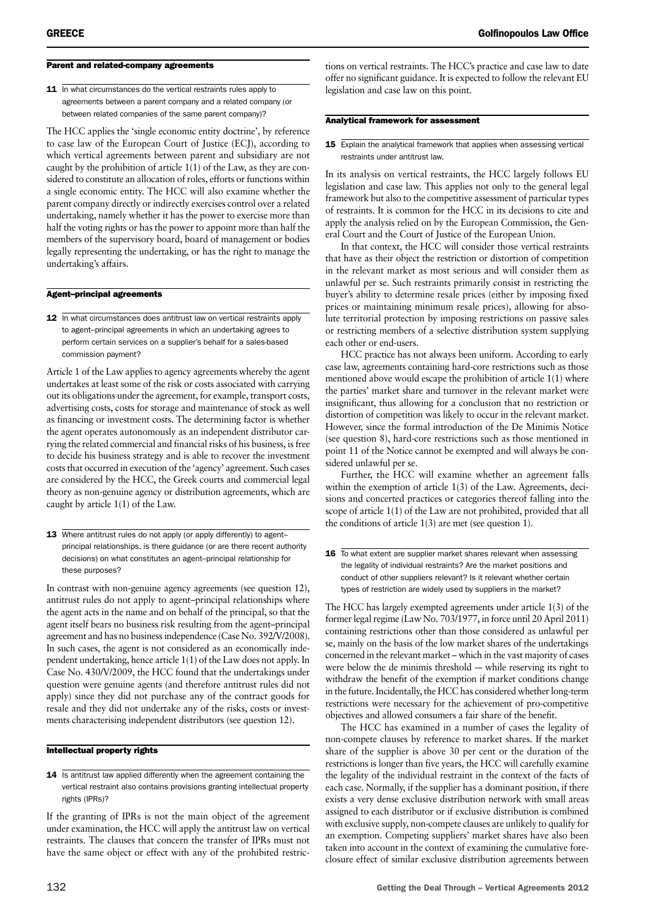## Parent and related-company agreements

**11** In what circumstances do the vertical restraints rules apply to agreements between a parent company and a related company (or between related companies of the same parent company)?

The HCC applies the 'single economic entity doctrine', by reference to case law of the European Court of Justice (ECJ), according to which vertical agreements between parent and subsidiary are not caught by the prohibition of article 1(1) of the Law, as they are considered to constitute an allocation of roles, efforts or functions within a single economic entity. The HCC will also examine whether the parent company directly or indirectly exercises control over a related undertaking, namely whether it has the power to exercise more than half the voting rights or has the power to appoint more than half the members of the supervisory board, board of management or bodies legally representing the undertaking, or has the right to manage the undertaking's affairs.

## Agent–principal agreements

**12** In what circumstances does antitrust law on vertical restraints apply to agent–principal agreements in which an undertaking agrees to perform certain services on a supplier's behalf for a sales-based commission payment?

Article 1 of the Law applies to agency agreements whereby the agent undertakes at least some of the risk or costs associated with carrying out its obligations under the agreement, for example, transport costs, advertising costs, costs for storage and maintenance of stock as well as financing or investment costs. The determining factor is whether the agent operates autonomously as an independent distributor carrying the related commercial and financial risks of his business, is free to decide his business strategy and is able to recover the investment costs that occurred in execution of the 'agency' agreement. Such cases are considered by the HCC, the Greek courts and commercial legal theory as non-genuine agency or distribution agreements, which are caught by article 1(1) of the Law.

**13** Where antitrust rules do not apply (or apply differently) to agent–principal relationships, is there guidance (or are there recent authority decisions) on what constitutes an agent–principal relationship for these purposes?

In contrast with non-genuine agency agreements (see question 12), antitrust rules do not apply to agent–principal relationships where the agent acts in the name and on behalf of the principal, so that the agent itself bears no business risk resulting from the agent–principal agreement and has no business independence (Case No. 392/V/2008). In such cases, the agent is not considered as an economically independent undertaking, hence article 1(1) of the Law does not apply. In Case No. 430/V/2009, the HCC found that the undertakings under question were genuine agents (and therefore antitrust rules did not apply) since they did not purchase any of the contract goods for resale and they did not undertake any of the risks, costs or investments characterising independent distributors (see question 12).

## Intellectual property rights

**14** Is antitrust law applied differently when the agreement containing the vertical restraint also contains provisions granting intellectual property rights (IPRs)?

If the granting of IPRs is not the main object of the agreement under examination, the HCC will apply the antitrust law on vertical restraints. The clauses that concern the transfer of IPRs must not have the same object or effect with any of the prohibited restrictions on vertical restraints. The HCC's practice and case law to date offer no significant guidance. It is expected to follow the relevant EU legislation and case law on this point.

## Analytical framework for assessment

**15** Explain the analytical framework that applies when assessing vertical restraints under antitrust law.

In its analysis on vertical restraints, the HCC largely follows EU legislation and case law. This applies not only to the general legal framework but also to the competitive assessment of particular types of restraints. It is common for the HCC in its decisions to cite and apply the analysis relied on by the European Commission, the General Court and the Court of Justice of the European Union.

In that context, the HCC will consider those vertical restraints that have as their object the restriction or distortion of competition in the relevant market as most serious and will consider them as unlawful per se. Such restraints primarily consist in restricting the buyer's ability to determine resale prices (either by imposing fixed prices or maintaining minimum resale prices), allowing for absolute territorial protection by imposing restrictions on passive sales or restricting members of a selective distribution system supplying each other or end-users.

HCC practice has not always been uniform. According to early case law, agreements containing hard-core restrictions such as those mentioned above would escape the prohibition of article 1(1) where the parties' market share and turnover in the relevant market were insignificant, thus allowing for a conclusion that no restriction or distortion of competition was likely to occur in the relevant market. However, since the formal introduction of the De Minimis Notice (see question 8), hard-core restrictions such as those mentioned in point 11 of the Notice cannot be exempted and will always be considered unlawful per se.

Further, the HCC will examine whether an agreement falls within the exemption of article 1(3) of the Law. Agreements, decisions and concerted practices or categories thereof falling into the scope of article 1(1) of the Law are not prohibited, provided that all the conditions of article 1(3) are met (see question 1).

**16** To what extent are supplier market shares relevant when assessing the legality of individual restraints? Are the market positions and conduct of other suppliers relevant? Is it relevant whether certain types of restriction are widely used by suppliers in the market?

The HCC has largely exempted agreements under article 1(3) of the former legal regime (Law No. 703/1977, in force until 20 April 2011) containing restrictions other than those considered as unlawful per se, mainly on the basis of the low market shares of the undertakings concerned in the relevant market – which in the vast majority of cases were below the de minimis threshold –- while reserving its right to withdraw the benefit of the exemption if market conditions change in the future. Incidentally, the HCC has considered whether long-term restrictions were necessary for the achievement of pro-competitive objectives and allowed consumers a fair share of the benefit.

The HCC has examined in a number of cases the legality of non-compete clauses by reference to market shares. If the market share of the supplier is above 30 per cent or the duration of the restrictions is longer than five years, the HCC will carefully examine the legality of the individual restraint in the context of the facts of each case. Normally, if the supplier has a dominant position, if there exists a very dense exclusive distribution network with small areas assigned to each distributor or if exclusive distribution is combined with exclusive supply, non-compete clauses are unlikely to qualify for an exemption. Competing suppliers' market shares have also been taken into account in the context of examining the cumulative foreclosure effect of similar exclusive distribution agreements between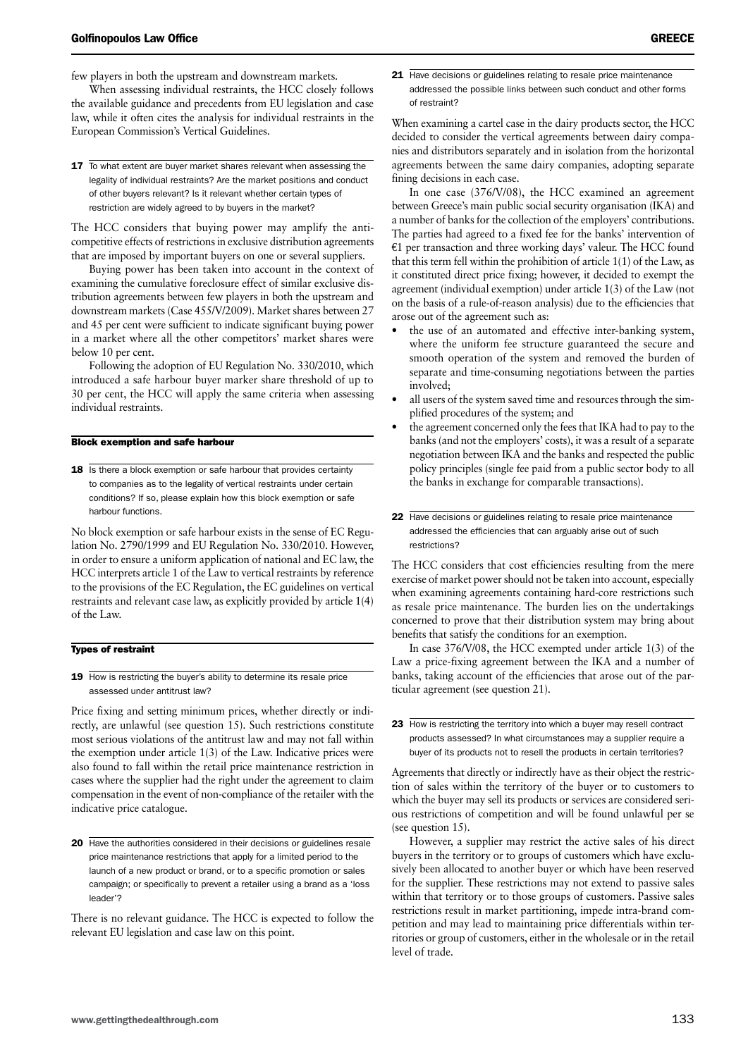few players in both the upstream and downstream markets.

When assessing individual restraints, the HCC closely follows the available guidance and precedents from EU legislation and case law, while it often cites the analysis for individual restraints in the European Commission's Vertical Guidelines.

**17** To what extent are buyer market shares relevant when assessing the legality of individual restraints? Are the market positions and conduct of other buyers relevant? Is it relevant whether certain types of restriction are widely agreed to by buyers in the market?

The HCC considers that buying power may amplify the anti-competitive effects of restrictions in exclusive distribution agreements that are imposed by important buyers on one or several suppliers.

Buying power has been taken into account in the context of examining the cumulative foreclosure effect of similar exclusive distribution agreements between few players in both the upstream and downstream markets (Case 455/V/2009). Market shares between 27 and 45 per cent were sufficient to indicate significant buying power in a market where all the other competitors' market shares were below 10 per cent.

Following the adoption of EU Regulation No. 330/2010, which introduced a safe harbour buyer marker share threshold of up to 30 per cent, the HCC will apply the same criteria when assessing individual restraints.

## Block exemption and safe harbour

**18** Is there a block exemption or safe harbour that provides certainty to companies as to the legality of vertical restraints under certain conditions? If so, please explain how this block exemption or safe harbour functions.

No block exemption or safe harbour exists in the sense of EC Regulation No. 2790/1999 and EU Regulation No. 330/2010. However, in order to ensure a uniform application of national and EC law, the HCC interprets article 1 of the Law to vertical restraints by reference to the provisions of the EC Regulation, the EC guidelines on vertical restraints and relevant case law, as explicitly provided by article 1(4) of the Law.

## Types of restraint

**19** How is restricting the buyer's ability to determine its resale price assessed under antitrust law?

Price fixing and setting minimum prices, whether directly or indirectly, are unlawful (see question 15). Such restrictions constitute most serious violations of the antitrust law and may not fall within the exemption under article 1(3) of the Law. Indicative prices were also found to fall within the retail price maintenance restriction in cases where the supplier had the right under the agreement to claim compensation in the event of non-compliance of the retailer with the indicative price catalogue.

**20** Have the authorities considered in their decisions or guidelines resale price maintenance restrictions that apply for a limited period to the launch of a new product or brand, or to a specific promotion or sales campaign; or specifically to prevent a retailer using a brand as a 'loss leader'?

There is no relevant guidance. The HCC is expected to follow the relevant EU legislation and case law on this point.

**21** Have decisions or guidelines relating to resale price maintenance addressed the possible links between such conduct and other forms of restraint?

When examining a cartel case in the dairy products sector, the HCC decided to consider the vertical agreements between dairy companies and distributors separately and in isolation from the horizontal agreements between the same dairy companies, adopting separate fining decisions in each case.

In one case (376/V/08), the HCC examined an agreement between Greece's main public social security organisation (IKA) and a number of banks for the collection of the employers' contributions. The parties had agreed to a fixed fee for the banks' intervention of €1 per transaction and three working days' valeur. The HCC found that this term fell within the prohibition of article 1(1) of the Law, as it constituted direct price fixing; however, it decided to exempt the agreement (individual exemption) under article 1(3) of the Law (not on the basis of a rule-of-reason analysis) due to the efficiencies that arose out of the agreement such as:

- the use of an automated and effective inter-banking system, where the uniform fee structure guaranteed the secure and smooth operation of the system and removed the burden of separate and time-consuming negotiations between the parties involved;
- all users of the system saved time and resources through the simplified procedures of the system; and
- the agreement concerned only the fees that IKA had to pay to the banks (and not the employers' costs), it was a result of a separate negotiation between IKA and the banks and respected the public policy principles (single fee paid from a public sector body to all the banks in exchange for comparable transactions).

**22** Have decisions or guidelines relating to resale price maintenance addressed the efficiencies that can arguably arise out of such restrictions?

The HCC considers that cost efficiencies resulting from the mere exercise of market power should not be taken into account, especially when examining agreements containing hard-core restrictions such as resale price maintenance. The burden lies on the undertakings concerned to prove that their distribution system may bring about benefits that satisfy the conditions for an exemption.

In case 376/V/08, the HCC exempted under article 1(3) of the Law a price-fixing agreement between the IKA and a number of banks, taking account of the efficiencies that arose out of the particular agreement (see question 21).

**23** How is restricting the territory into which a buyer may resell contract products assessed? In what circumstances may a supplier require a buyer of its products not to resell the products in certain territories?

Agreements that directly or indirectly have as their object the restriction of sales within the territory of the buyer or to customers to which the buyer may sell its products or services are considered serious restrictions of competition and will be found unlawful per se (see question 15).

However, a supplier may restrict the active sales of his direct buyers in the territory or to groups of customers which have exclusively been allocated to another buyer or which have been reserved for the supplier. These restrictions may not extend to passive sales within that territory or to those groups of customers. Passive sales restrictions result in market partitioning, impede intra-brand competition and may lead to maintaining price differentials within territories or group of customers, either in the wholesale or in the retail level of trade.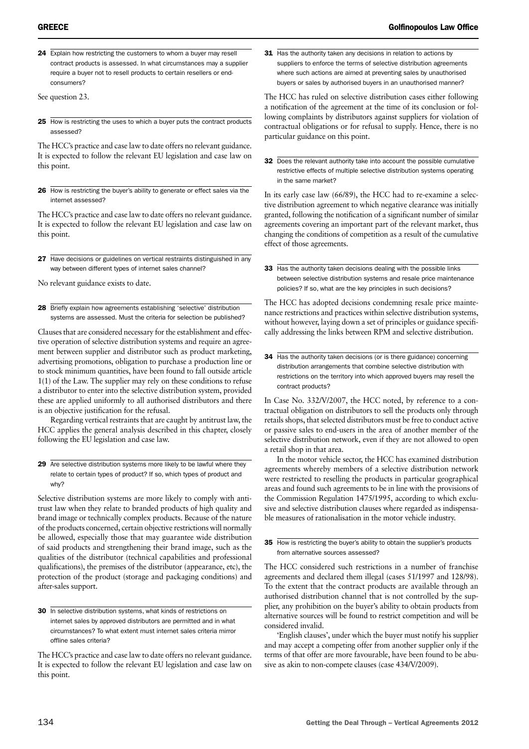**24** Explain how restricting the customers to whom a buyer may resell contract products is assessed. In what circumstances may a supplier require a buyer not to resell products to certain resellers or end-consumers?

See question 23.

**25** How is restricting the uses to which a buyer puts the contract products assessed?

The HCC's practice and case law to date offers no relevant guidance. It is expected to follow the relevant EU legislation and case law on this point.

**26** How is restricting the buyer's ability to generate or effect sales via the internet assessed?

The HCC's practice and case law to date offers no relevant guidance. It is expected to follow the relevant EU legislation and case law on this point.

**27** Have decisions or guidelines on vertical restraints distinguished in any way between different types of internet sales channel?

No relevant guidance exists to date.

**28** Briefly explain how agreements establishing 'selective' distribution systems are assessed. Must the criteria for selection be published?

Clauses that are considered necessary for the establishment and effective operation of selective distribution systems and require an agreement between supplier and distributor such as product marketing, advertising promotions, obligation to purchase a production line or to stock minimum quantities, have been found to fall outside article 1(1) of the Law. The supplier may rely on these conditions to refuse a distributor to enter into the selective distribution system, provided these are applied uniformly to all authorised distributors and there is an objective justification for the refusal.

Regarding vertical restraints that are caught by antitrust law, the HCC applies the general analysis described in this chapter, closely following the EU legislation and case law.

**29** Are selective distribution systems more likely to be lawful where they relate to certain types of product? If so, which types of product and why?

Selective distribution systems are more likely to comply with antitrust law when they relate to branded products of high quality and brand image or technically complex products. Because of the nature of the products concerned, certain objective restrictions will normally be allowed, especially those that may guarantee wide distribution of said products and strengthening their brand image, such as the qualities of the distributor (technical capabilities and professional qualifications), the premises of the distributor (appearance, etc), the protection of the product (storage and packaging conditions) and after-sales support.

**30** In selective distribution systems, what kinds of restrictions on internet sales by approved distributors are permitted and in what circumstances? To what extent must internet sales criteria mirror offline sales criteria?

The HCC's practice and case law to date offers no relevant guidance. It is expected to follow the relevant EU legislation and case law on this point.

**31** Has the authority taken any decisions in relation to actions by suppliers to enforce the terms of selective distribution agreements where such actions are aimed at preventing sales by unauthorised buyers or sales by authorised buyers in an unauthorised manner?

The HCC has ruled on selective distribution cases either following a notification of the agreement at the time of its conclusion or following complaints by distributors against suppliers for violation of contractual obligations or for refusal to supply. Hence, there is no particular guidance on this point.

**32** Does the relevant authority take into account the possible cumulative restrictive effects of multiple selective distribution systems operating in the same market?

In its early case law (66/89), the HCC had to re-examine a selective distribution agreement to which negative clearance was initially granted, following the notification of a significant number of similar agreements covering an important part of the relevant market, thus changing the conditions of competition as a result of the cumulative effect of those agreements.

**33** Has the authority taken decisions dealing with the possible links between selective distribution systems and resale price maintenance policies? If so, what are the key principles in such decisions?

The HCC has adopted decisions condemning resale price maintenance restrictions and practices within selective distribution systems, without however, laying down a set of principles or guidance specifically addressing the links between RPM and selective distribution.

**34** Has the authority taken decisions (or is there guidance) concerning distribution arrangements that combine selective distribution with restrictions on the territory into which approved buyers may resell the contract products?

In Case No. 332/V/2007, the HCC noted, by reference to a contractual obligation on distributors to sell the products only through retails shops, that selected distributors must be free to conduct active or passive sales to end-users in the area of another member of the selective distribution network, even if they are not allowed to open a retail shop in that area.

In the motor vehicle sector, the HCC has examined distribution agreements whereby members of a selective distribution network were restricted to reselling the products in particular geographical areas and found such agreements to be in line with the provisions of the Commission Regulation 1475/1995, according to which exclusive and selective distribution clauses where regarded as indispensable measures of rationalisation in the motor vehicle industry.

**35** How is restricting the buyer's ability to obtain the supplier's products from alternative sources assessed?

The HCC considered such restrictions in a number of franchise agreements and declared them illegal (cases 51/1997 and 128/98). To the extent that the contract products are available through an authorised distribution channel that is not controlled by the supplier, any prohibition on the buyer's ability to obtain products from alternative sources will be found to restrict competition and will be considered invalid.

'English clauses', under which the buyer must notify his supplier and may accept a competing offer from another supplier only if the terms of that offer are more favourable, have been found to be abusive as akin to non-compete clauses (case 434/V/2009).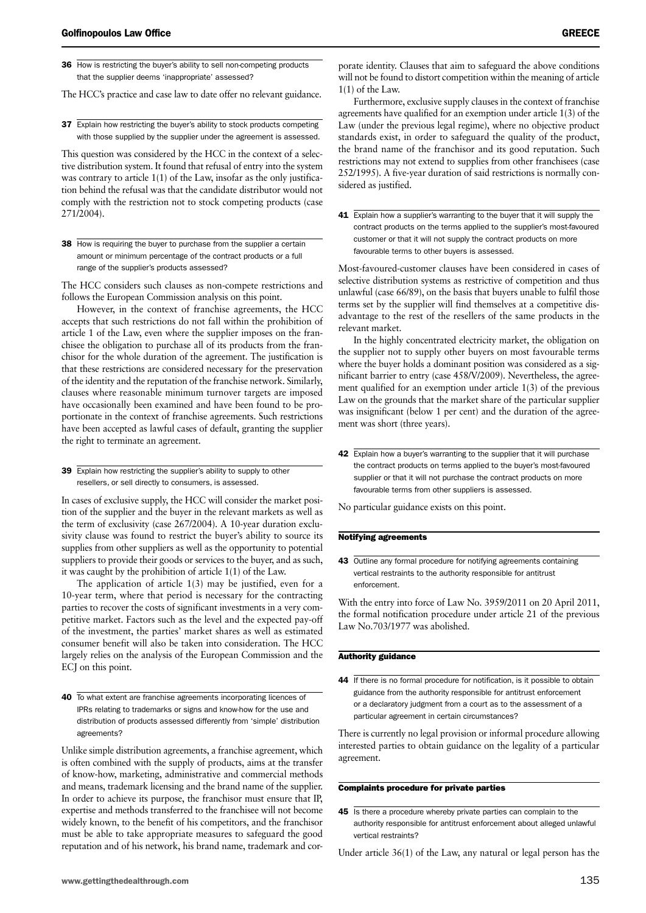**36** How is restricting the buyer's ability to sell non-competing products that the supplier deems 'inappropriate' assessed?

The HCC's practice and case law to date offer no relevant guidance.

**37** Explain how restricting the buyer's ability to stock products competing with those supplied by the supplier under the agreement is assessed.

This question was considered by the HCC in the context of a selective distribution system. It found that refusal of entry into the system was contrary to article 1(1) of the Law, insofar as the only justification behind the refusal was that the candidate distributor would not comply with the restriction not to stock competing products (case 271/2004).

**38** How is requiring the buyer to purchase from the supplier a certain amount or minimum percentage of the contract products or a full range of the supplier's products assessed?

The HCC considers such clauses as non-compete restrictions and follows the European Commission analysis on this point.

However, in the context of franchise agreements, the HCC accepts that such restrictions do not fall within the prohibition of article 1 of the Law, even where the supplier imposes on the franchisee the obligation to purchase all of its products from the franchisor for the whole duration of the agreement. The justification is that these restrictions are considered necessary for the preservation of the identity and the reputation of the franchise network. Similarly, clauses where reasonable minimum turnover targets are imposed have occasionally been examined and have been found to be proportionate in the context of franchise agreements. Such restrictions have been accepted as lawful cases of default, granting the supplier the right to terminate an agreement.

**39** Explain how restricting the supplier's ability to supply to other resellers, or sell directly to consumers, is assessed.

In cases of exclusive supply, the HCC will consider the market position of the supplier and the buyer in the relevant markets as well as the term of exclusivity (case 267/2004). A 10-year duration exclusivity clause was found to restrict the buyer's ability to source its supplies from other suppliers as well as the opportunity to potential suppliers to provide their goods or services to the buyer, and as such, it was caught by the prohibition of article 1(1) of the Law.

The application of article 1(3) may be justified, even for a 10-year term, where that period is necessary for the contracting parties to recover the costs of significant investments in a very competitive market. Factors such as the level and the expected pay-off of the investment, the parties' market shares as well as estimated consumer benefit will also be taken into consideration. The HCC largely relies on the analysis of the European Commission and the ECJ on this point.

**40** To what extent are franchise agreements incorporating licences of IPRs relating to trademarks or signs and know-how for the use and distribution of products assessed differently from 'simple' distribution agreements?

Unlike simple distribution agreements, a franchise agreement, which is often combined with the supply of products, aims at the transfer of know-how, marketing, administrative and commercial methods and means, trademark licensing and the brand name of the supplier. In order to achieve its purpose, the franchisor must ensure that IP, expertise and methods transferred to the franchisee will not become widely known, to the benefit of his competitors, and the franchisor must be able to take appropriate measures to safeguard the good reputation and of his network, his brand name, trademark and corporate identity. Clauses that aim to safeguard the above conditions will not be found to distort competition within the meaning of article 1(1) of the Law.

Furthermore, exclusive supply clauses in the context of franchise agreements have qualified for an exemption under article 1(3) of the Law (under the previous legal regime), where no objective product standards exist, in order to safeguard the quality of the product, the brand name of the franchisor and its good reputation. Such restrictions may not extend to supplies from other franchisees (case 252/1995). A five-year duration of said restrictions is normally considered as justified.

**41** Explain how a supplier's warranting to the buyer that it will supply the contract products on the terms applied to the supplier's most-favoured customer or that it will not supply the contract products on more favourable terms to other buyers is assessed.

Most-favoured-customer clauses have been considered in cases of selective distribution systems as restrictive of competition and thus unlawful (case 66/89), on the basis that buyers unable to fulfil those terms set by the supplier will find themselves at a competitive disadvantage to the rest of the resellers of the same products in the relevant market.

In the highly concentrated electricity market, the obligation on the supplier not to supply other buyers on most favourable terms where the buyer holds a dominant position was considered as a significant barrier to entry (case 458/V/2009). Nevertheless, the agreement qualified for an exemption under article 1(3) of the previous Law on the grounds that the market share of the particular supplier was insignificant (below 1 per cent) and the duration of the agreement was short (three years).

**42** Explain how a buyer's warranting to the supplier that it will purchase the contract products on terms applied to the buyer's most-favoured supplier or that it will not purchase the contract products on more favourable terms from other suppliers is assessed.

No particular guidance exists on this point.

## Notifying agreements

**43** Outline any formal procedure for notifying agreements containing vertical restraints to the authority responsible for antitrust enforcement.

With the entry into force of Law No. 3959/2011 on 20 April 2011, the formal notification procedure under article 21 of the previous Law No.703/1977 was abolished.

## Authority guidance

**44** If there is no formal procedure for notification, is it possible to obtain guidance from the authority responsible for antitrust enforcement or a declaratory judgment from a court as to the assessment of a particular agreement in certain circumstances?

There is currently no legal provision or informal procedure allowing interested parties to obtain guidance on the legality of a particular agreement.

## Complaints procedure for private parties

**45** Is there a procedure whereby private parties can complain to the authority responsible for antitrust enforcement about alleged unlawful vertical restraints?

Under article 36(1) of the Law, any natural or legal person has the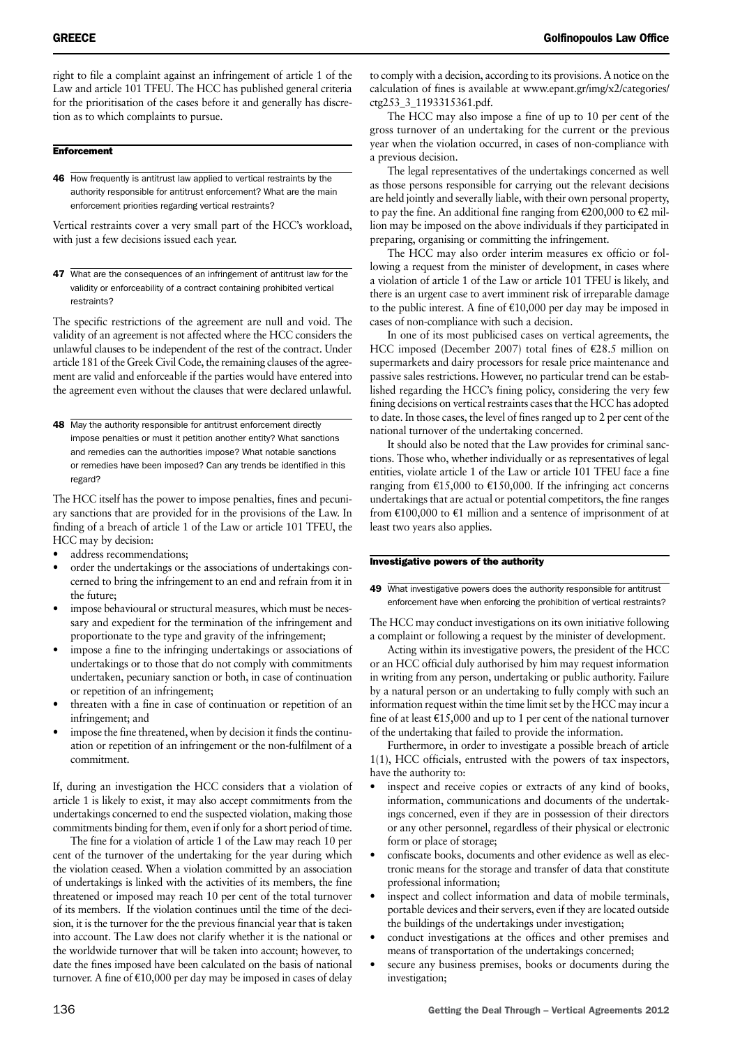right to file a complaint against an infringement of article 1 of the Law and article 101 TFEU. The HCC has published general criteria for the prioritisation of the cases before it and generally has discretion as to which complaints to pursue.

## Enforcement

**46** How frequently is antitrust law applied to vertical restraints by the authority responsible for antitrust enforcement? What are the main enforcement priorities regarding vertical restraints?

Vertical restraints cover a very small part of the HCC's workload, with just a few decisions issued each year.

**47** What are the consequences of an infringement of antitrust law for the validity or enforceability of a contract containing prohibited vertical restraints?

The specific restrictions of the agreement are null and void. The validity of an agreement is not affected where the HCC considers the unlawful clauses to be independent of the rest of the contract. Under article 181 of the Greek Civil Code, the remaining clauses of the agreement are valid and enforceable if the parties would have entered into the agreement even without the clauses that were declared unlawful.

**48** May the authority responsible for antitrust enforcement directly impose penalties or must it petition another entity? What sanctions and remedies can the authorities impose? What notable sanctions or remedies have been imposed? Can any trends be identified in this regard?

The HCC itself has the power to impose penalties, fines and pecuniary sanctions that are provided for in the provisions of the Law. In finding of a breach of article 1 of the Law or article 101 TFEU, the HCC may by decision:

- address recommendations;
- order the undertakings or the associations of undertakings concerned to bring the infringement to an end and refrain from it in the future;
- impose behavioural or structural measures, which must be necessary and expedient for the termination of the infringement and proportionate to the type and gravity of the infringement;
- impose a fine to the infringing undertakings or associations of undertakings or to those that do not comply with commitments undertaken, pecuniary sanction or both, in case of continuation or repetition of an infringement;
- threaten with a fine in case of continuation or repetition of an infringement; and
- impose the fine threatened, when by decision it finds the continuation or repetition of an infringement or the non-fulfilment of a commitment.

If, during an investigation the HCC considers that a violation of article 1 is likely to exist, it may also accept commitments from the undertakings concerned to end the suspected violation, making those commitments binding for them, even if only for a short period of time.

The fine for a violation of article 1 of the Law may reach 10 per cent of the turnover of the undertaking for the year during which the violation ceased. When a violation committed by an association of undertakings is linked with the activities of its members, the fine threatened or imposed may reach 10 per cent of the total turnover of its members. If the violation continues until the time of the decision, it is the turnover for the the previous financial year that is taken into account. The Law does not clarify whether it is the national or the worldwide turnover that will be taken into account; however, to date the fines imposed have been calculated on the basis of national turnover. A fine of €10,000 per day may be imposed in cases of delay to comply with a decision, according to its provisions. A notice on the calculation of fines is available at www.epant.gr/img/x2/categories/ctg253_3_1193315361.pdf.

The HCC may also impose a fine of up to 10 per cent of the gross turnover of an undertaking for the current or the previous year when the violation occurred, in cases of non-compliance with a previous decision.

The legal representatives of the undertakings concerned as well as those persons responsible for carrying out the relevant decisions are held jointly and severally liable, with their own personal property, to pay the fine. An additional fine ranging from €200,000 to €2 million may be imposed on the above individuals if they participated in preparing, organising or committing the infringement.

The HCC may also order interim measures ex officio or following a request from the minister of development, in cases where a violation of article 1 of the Law or article 101 TFEU is likely, and there is an urgent case to avert imminent risk of irreparable damage to the public interest. A fine of €10,000 per day may be imposed in cases of non-compliance with such a decision.

In one of its most publicised cases on vertical agreements, the HCC imposed (December 2007) total fines of €28.5 million on supermarkets and dairy processors for resale price maintenance and passive sales restrictions. However, no particular trend can be established regarding the HCC's fining policy, considering the very few fining decisions on vertical restraints cases that the HCC has adopted to date. In those cases, the level of fines ranged up to 2 per cent of the national turnover of the undertaking concerned.

It should also be noted that the Law provides for criminal sanctions. Those who, whether individually or as representatives of legal entities, violate article 1 of the Law or article 101 TFEU face a fine ranging from €15,000 to €150,000. If the infringing act concerns undertakings that are actual or potential competitors, the fine ranges from €100,000 to €1 million and a sentence of imprisonment of at least two years also applies.

## Investigative powers of the authority

**49** What investigative powers does the authority responsible for antitrust enforcement have when enforcing the prohibition of vertical restraints?

The HCC may conduct investigations on its own initiative following a complaint or following a request by the minister of development.

Acting within its investigative powers, the president of the HCC or an HCC official duly authorised by him may request information in writing from any person, undertaking or public authority. Failure by a natural person or an undertaking to fully comply with such an information request within the time limit set by the HCC may incur a fine of at least €15,000 and up to 1 per cent of the national turnover of the undertaking that failed to provide the information.

Furthermore, in order to investigate a possible breach of article 1(1), HCC officials, entrusted with the powers of tax inspectors, have the authority to:

- inspect and receive copies or extracts of any kind of books, information, communications and documents of the undertakings concerned, even if they are in possession of their directors or any other personnel, regardless of their physical or electronic form or place of storage;
- confiscate books, documents and other evidence as well as electronic means for the storage and transfer of data that constitute professional information;
- inspect and collect information and data of mobile terminals, portable devices and their servers, even if they are located outside the buildings of the undertakings under investigation;
- conduct investigations at the offices and other premises and means of transportation of the undertakings concerned;
- secure any business premises, books or documents during the investigation;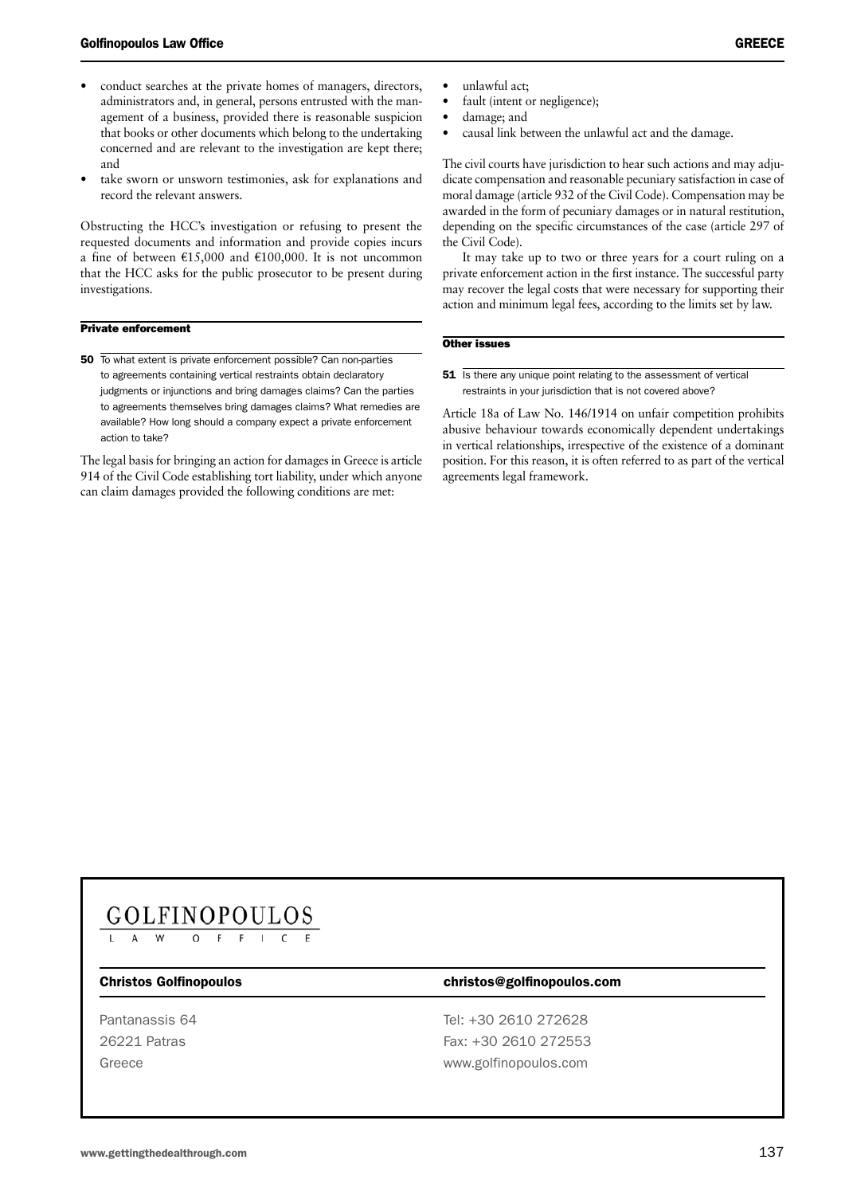- conduct searches at the private homes of managers, directors, administrators and, in general, persons entrusted with the management of a business, provided there is reasonable suspicion that books or other documents which belong to the undertaking concerned and are relevant to the investigation are kept there; and
- take sworn or unsworn testimonies, ask for explanations and record the relevant answers.

Obstructing the HCC's investigation or refusing to present the requested documents and information and provide copies incurs a fine of between €15,000 and €100,000. It is not uncommon that the HCC asks for the public prosecutor to be present during investigations.

### Private enforcement

**50** To what extent is private enforcement possible? Can non-parties to agreements containing vertical restraints obtain declaratory judgments or injunctions and bring damages claims? Can the parties to agreements themselves bring damages claims? What remedies are available? How long should a company expect a private enforcement action to take?

The legal basis for bringing an action for damages in Greece is article 914 of the Civil Code establishing tort liability, under which anyone can claim damages provided the following conditions are met:

- unlawful act;
- fault (intent or negligence);
- damage; and
- causal link between the unlawful act and the damage.

The civil courts have jurisdiction to hear such actions and may adjudicate compensation and reasonable pecuniary satisfaction in case of moral damage (article 932 of the Civil Code). Compensation may be awarded in the form of pecuniary damages or in natural restitution, depending on the specific circumstances of the case (article 297 of the Civil Code).

It may take up to two or three years for a court ruling on a private enforcement action in the first instance. The successful party may recover the legal costs that were necessary for supporting their action and minimum legal fees, according to the limits set by law.

### Other issues

**51** Is there any unique point relating to the assessment of vertical restraints in your jurisdiction that is not covered above?

Article 18a of Law No. 146/1914 on unfair competition prohibits abusive behaviour towards economically dependent undertakings in vertical relationships, irrespective of the existence of a dominant position. For this reason, it is often referred to as part of the vertical agreements legal framework.

GOLFINOPOULOS
LAW OFFICE

| Christos Golfinopoulos | christos@golfinopoulos.com |
|---|---|
| Pantanassis 64 | Tel: +30 2610 272628 |
| 26221 Patras | Fax: +30 2610 272553 |
| Greece | www.golfinopoulos.com |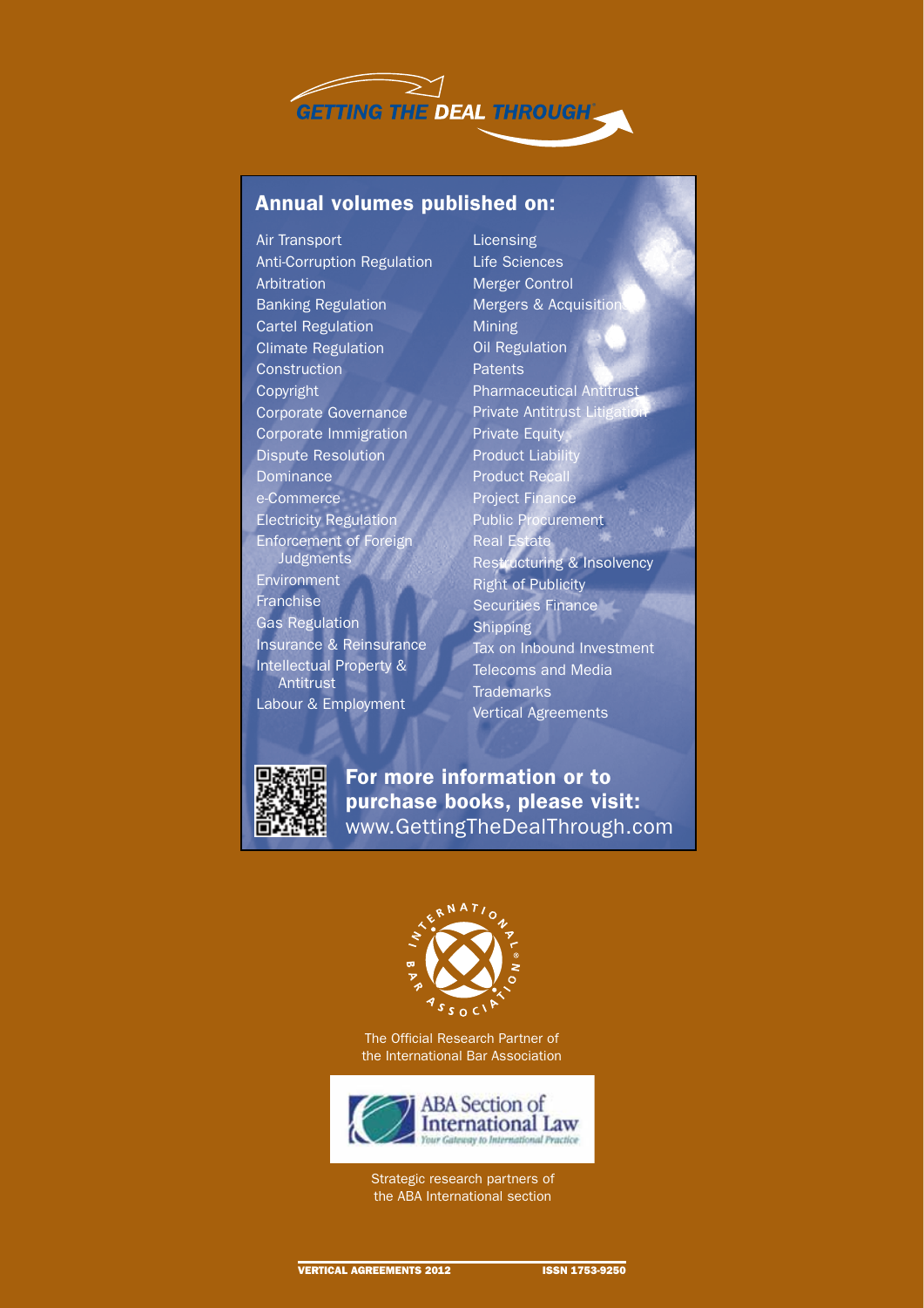GETTING THE DEAL THROUGH

## Annual volumes published on:

Air Transport
Anti-Corruption Regulation
Arbitration
Banking Regulation
Cartel Regulation
Climate Regulation
Construction
Copyright
Corporate Governance
Corporate Immigration
Dispute Resolution
Dominance
e-Commerce
Electricity Regulation
Enforcement of Foreign Judgments
Environment
Franchise
Gas Regulation
Insurance & Reinsurance
Intellectual Property & Antitrust
Labour & Employment
Licensing
Life Sciences
Merger Control
Mergers & Acquisitions
Mining
Oil Regulation
Patents
Pharmaceutical Antitrust
Private Antitrust Litigation
Private Equity
Product Liability
Product Recall
Project Finance
Public Procurement
Real Estate
Restructuring & Insolvency
Right of Publicity
Securities Finance
Shipping
Tax on Inbound Investment
Telecoms and Media
Trademarks
Vertical Agreements

**For more information or to purchase books, please visit:**
www.GettingTheDealThrough.com

The Official Research Partner of the International Bar Association

Strategic research partners of the ABA International section

VERTICAL AGREEMENTS 2012 ISSN 1753-9250